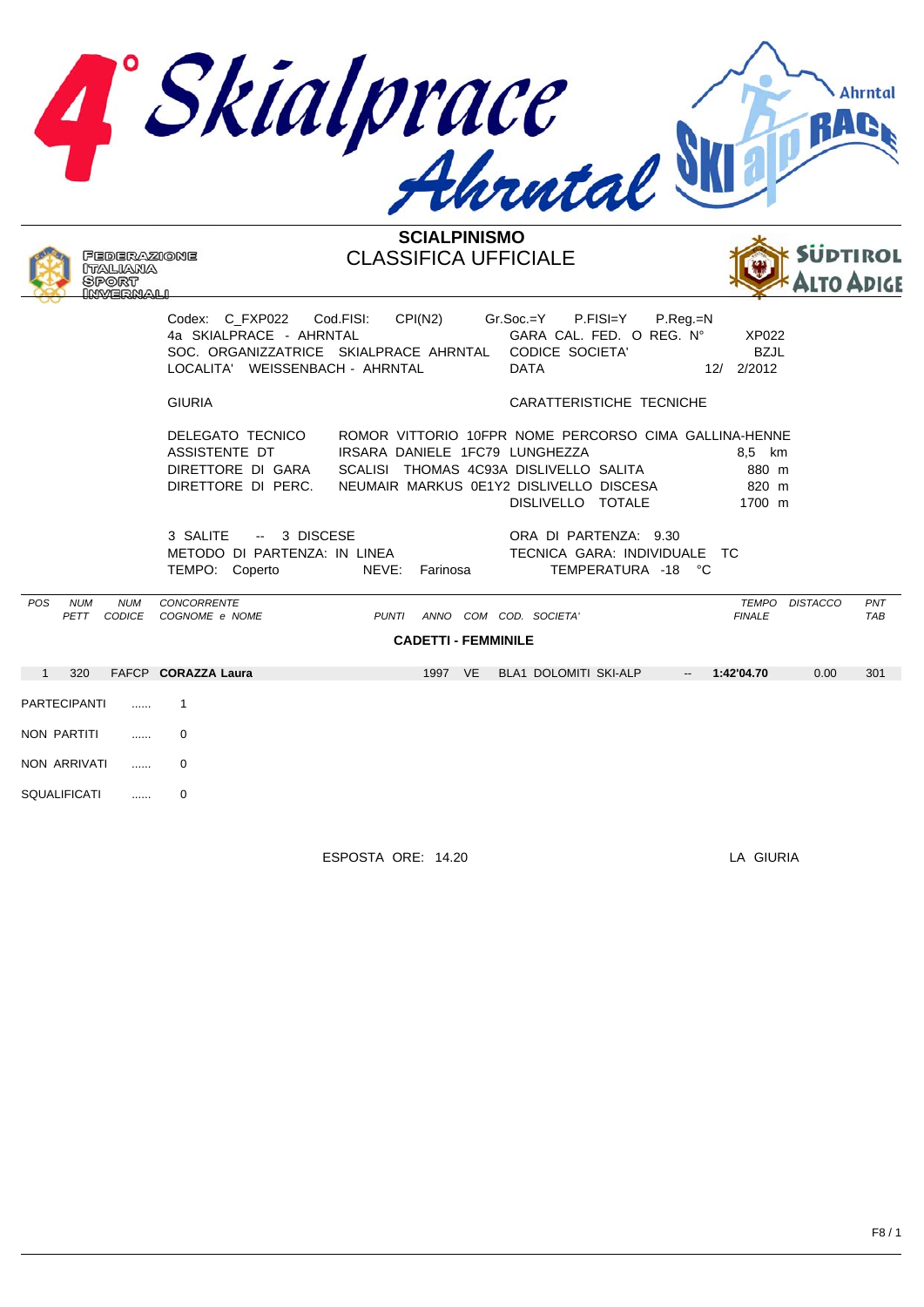# 4° Skialprace Ahrntal

FEDERAZIONE ITALIANA SPORT INVERNALI

## SCIALPINISMO
## CLASSIFICA UFFICIALE

SÜDTIROL ALTO ADIGE

Codex: C_FXP022 Cod.FISI: CPI(N2) Gr.Soc.=Y P.FISI=Y P.Reg.=N
4a SKIALPRACE - AHRNTAL GARA CAL. FED. O REG. N° XP022
SOC. ORGANIZZATRICE SKIALPRACE AHRNTAL CODICE SOCIETA' BZJL
LOCALITA' WEISSENBACH - AHRNTAL DATA 12/ 2/2012

GIURIA

DELEGATO TECNICO ROMOR VITTORIO 10FPR
ASSISTENTE DT IRSARA DANIELE 1FC79
DIRETTORE DI GARA SCALISI THOMAS 4C93A
DIRETTORE DI PERC. NEUMAIR MARKUS 0E1Y2

CARATTERISTICHE TECNICHE

NOME PERCORSO CIMA GALLINA-HENNE
LUNGHEZZA 8,5 km
DISLIVELLO SALITA 880 m
DISLIVELLO DISCESA 820 m
DISLIVELLO TOTALE 1700 m

3 SALITE -- 3 DISCESE
METODO DI PARTENZA: IN LINEA
TEMPO: Coperto NEVE: Farinosa

ORA DI PARTENZA: 9.30
TECNICA GARA: INDIVIDUALE TC
TEMPERATURA -18 °C

**CADETTI - FEMMINILE**

| POS | NUM PETT | NUM CODICE | CONCORRENTE COGNOME e NOME | PUNTI | ANNO | COM | COD. SOCIETA' | | TEMPO FINALE | DISTACCO | PNT TAB |
|---|---|---|---|---|---|---|---|---|---|---|---|
| 1 | 320 | FAFCP | **CORAZZA Laura** | | 1997 | VE | BLA1 DOLOMITI SKI-ALP | -- | **1:42'04.70** | 0.00 | 301 |

PARTECIPANTI ...... 1

NON PARTITI ...... 0

NON ARRIVATI ...... 0

SQUALIFICATI ...... 0

ESPOSTA ORE: 14.20 LA GIURIA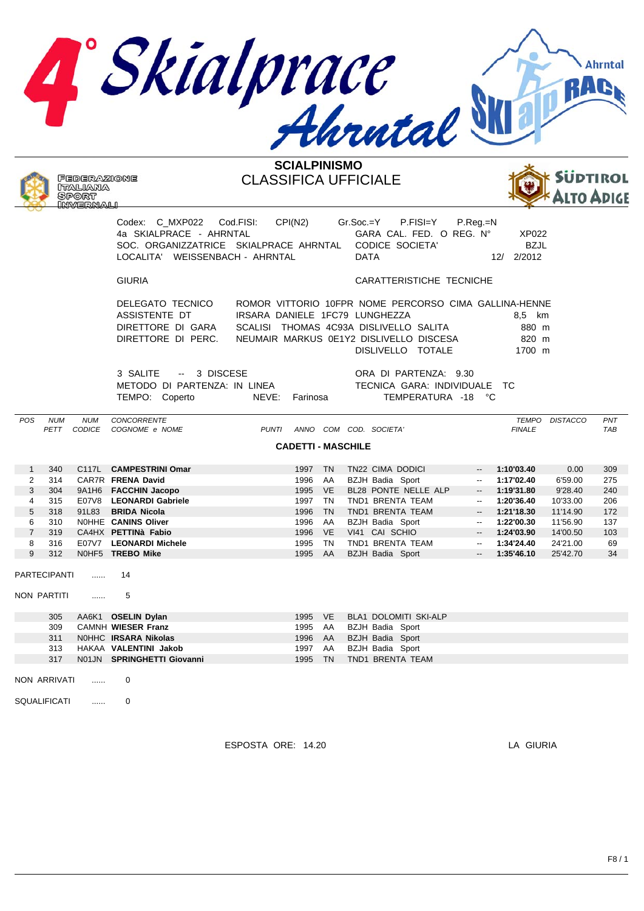# 4° Skialprace Ahrntal

FEDERAZIONE ITALIANA SPORT INVERNALI

**SCIALPINISMO**

## CLASSIFICA UFFICIALE

SÜDTIROL ALTO ADIGE

Codex: C_MXP022 Cod.FISI: CPI(N2) Gr.Soc.=Y P.FISI=Y P.Reg.=N
4a SKIALPRACE - AHRNTAL GARA CAL. FED. O REG. N° XP022
SOC. ORGANIZZATRICE SKIALPRACE AHRNTAL CODICE SOCIETA' BZJL
LOCALITA' WEISSENBACH - AHRNTAL DATA 12/ 2/2012

GIURIA

DELEGATO TECNICO ROMOR VITTORIO 10FPR
ASSISTENTE DT IRSARA DANIELE 1FC79
DIRETTORE DI GARA SCALISI THOMAS 4C93A
DIRETTORE DI PERC. NEUMAIR MARKUS 0E1Y2

CARATTERISTICHE TECNICHE

NOME PERCORSO CIMA GALLINA-HENNE
LUNGHEZZA 8,5 km
DISLIVELLO SALITA 880 m
DISLIVELLO DISCESA 820 m
DISLIVELLO TOTALE 1700 m

3 SALITE -- 3 DISCESE
METODO DI PARTENZA: IN LINEA
TEMPO: Coperto NEVE: Farinosa

ORA DI PARTENZA: 9.30
TECNICA GARA: INDIVIDUALE TC
TEMPERATURA -18 °C

### CADETTI - MASCHILE

| POS | NUM PETT | NUM CODICE | CONCORRENTE COGNOME e NOME | PUNTI | ANNO | COM | COD. SOCIETA' | | TEMPO FINALE | DISTACCO | PNT TAB |
|---|---|---|---|---|---|---|---|---|---|---|---|
| 1 | 340 | C117L | **CAMPESTRINI Omar** | | 1997 | TN | TN22 CIMA DODICI | -- | **1:10'03.40** | 0.00 | 309 |
| 2 | 314 | CAR7R | **FRENA David** | | 1996 | AA | BZJH Badia Sport | -- | **1:17'02.40** | 6'59.00 | 275 |
| 3 | 304 | 9A1H6 | **FACCHIN Jacopo** | | 1995 | VE | BL28 PONTE NELLE ALP | -- | **1:19'31.80** | 9'28.40 | 240 |
| 4 | 315 | E07V8 | **LEONARDI Gabriele** | | 1997 | TN | TND1 BRENTA TEAM | -- | **1:20'36.40** | 10'33.00 | 206 |
| 5 | 318 | 91L83 | **BRIDA Nicola** | | 1996 | TN | TND1 BRENTA TEAM | -- | **1:21'18.30** | 11'14.90 | 172 |
| 6 | 310 | N0HHE | **CANINS Oliver** | | 1996 | AA | BZJH Badia Sport | -- | **1:22'00.30** | 11'56.90 | 137 |
| 7 | 319 | CA4HX | **PETTINà Fabio** | | 1996 | VE | VI41 CAI SCHIO | -- | **1:24'03.90** | 14'00.50 | 103 |
| 8 | 316 | E07V7 | **LEONARDI Michele** | | 1995 | TN | TND1 BRENTA TEAM | -- | **1:34'24.40** | 24'21.00 | 69 |
| 9 | 312 | N0HF5 | **TREBO Mike** | | 1995 | AA | BZJH Badia Sport | -- | **1:35'46.10** | 25'42.70 | 34 |

PARTECIPANTI ...... 14

NON PARTITI ...... 5

| NUM PETT | NUM CODICE | COGNOME e NOME | ANNO | COM | COD. SOCIETA' |
|---|---|---|---|---|---|
| 305 | AA6K1 | **OSELIN Dylan** | 1995 | VE | BLA1 DOLOMITI SKI-ALP |
| 309 | CAMNH | **WIESER Franz** | 1995 | AA | BZJH Badia Sport |
| 311 | N0HHC | **IRSARA Nikolas** | 1996 | AA | BZJH Badia Sport |
| 313 | HAKAA | **VALENTINI Jakob** | 1997 | AA | BZJH Badia Sport |
| 317 | N01JN | **SPRINGHETTI Giovanni** | 1995 | TN | TND1 BRENTA TEAM |

NON ARRIVATI ...... 0

SQUALIFICATI ...... 0

ESPOSTA ORE: 14.20

LA GIURIA

F8 / 1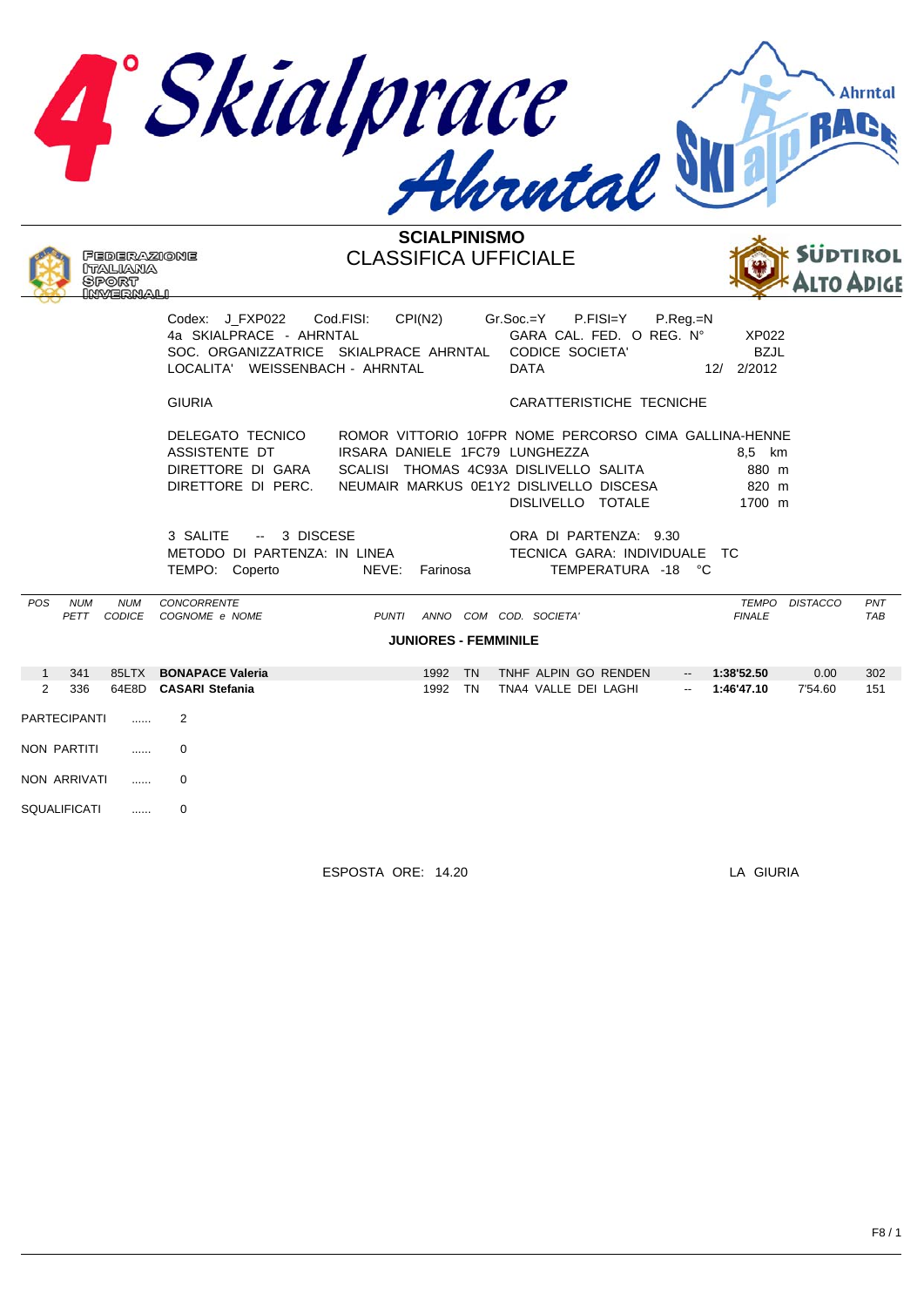# 4° Skialprace Ahrntal

Ahrntal SKI alp RACE

FEDERAZIONE ITALIANA SPORT INVERNALI

## SCIALPINISMO
## CLASSIFICA UFFICIALE

SÜDTIROL ALTO ADIGE

Codex: J_FXP022 Cod.FISI: CPI(N2) Gr.Soc.=Y P.FISI=Y P.Reg.=N
4a SKIALPRACE - AHRNTAL GARA CAL. FED. O REG. N° XP022
SOC. ORGANIZZATRICE SKIALPRACE AHRNTAL CODICE SOCIETA' BZJL
LOCALITA' WEISSENBACH - AHRNTAL DATA 12/ 2/2012

GIURIA

DELEGATO TECNICO ROMOR VITTORIO 10FPR
ASSISTENTE DT IRSARA DANIELE 1FC79
DIRETTORE DI GARA SCALISI THOMAS 4C93A
DIRETTORE DI PERC. NEUMAIR MARKUS 0E1Y2

3 SALITE -- 3 DISCESE
METODO DI PARTENZA: IN LINEA
TEMPO: Coperto NEVE: Farinosa

CARATTERISTICHE TECNICHE

NOME PERCORSO CIMA GALLINA-HENNE
LUNGHEZZA 8,5 km
DISLIVELLO SALITA 880 m
DISLIVELLO DISCESA 820 m
DISLIVELLO TOTALE 1700 m

ORA DI PARTENZA: 9.30
TECNICA GARA: INDIVIDUALE TC
TEMPERATURA -18 °C

### JUNIORES - FEMMINILE

| POS | NUM PETT | NUM CODICE | CONCORRENTE COGNOME e NOME | PUNTI | ANNO | COM | COD. SOCIETA' | | TEMPO FINALE | DISTACCO | PNT TAB |
|---|---|---|---|---|---|---|---|---|---|---|---|
| 1 | 341 | 85LTX | **BONAPACE Valeria** | | 1992 | TN | TNHF ALPIN GO RENDEN | -- | **1:38'52.50** | 0.00 | 302 |
| 2 | 336 | 64E8D | **CASARI Stefania** | | 1992 | TN | TNA4 VALLE DEI LAGHI | -- | **1:46'47.10** | 7'54.60 | 151 |

PARTECIPANTI ...... 2

NON PARTITI ...... 0

NON ARRIVATI ...... 0

SQUALIFICATI ...... 0

ESPOSTA ORE: 14.20 LA GIURIA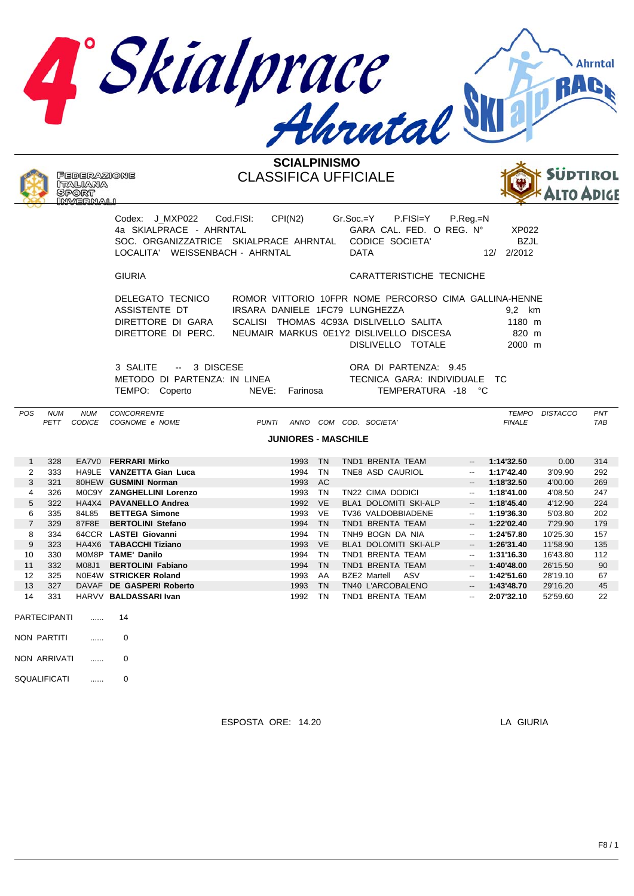# 4° Skialprace Ahrntal

FEDERAZIONE ITALIANA SPORT INVERNALI

## SCIALPINISMO
## CLASSIFICA UFFICIALE

SÜDTIROL ALTO ADIGE

Codex: J_MXP022 Cod.FISI: CPI(N2) Gr.Soc.=Y P.FISI=Y P.Reg.=N
4a SKIALPRACE - AHRNTAL GARA CAL. FED. O REG. N° XP022
SOC. ORGANIZZATRICE SKIALPRACE AHRNTAL CODICE SOCIETA' BZJL
LOCALITA' WEISSENBACH - AHRNTAL DATA 12/ 2/2012

GIURIA CARATTERISTICHE TECNICHE

DELEGATO TECNICO ROMOR VITTORIO 10FPR NOME PERCORSO CIMA GALLINA-HENNE
ASSISTENTE DT IRSARA DANIELE 1FC79 LUNGHEZZA 9,2 km
DIRETTORE DI GARA SCALISI THOMAS 4C93A DISLIVELLO SALITA 1180 m
DIRETTORE DI PERC. NEUMAIR MARKUS 0E1Y2 DISLIVELLO DISCESA 820 m
DISLIVELLO TOTALE 2000 m

3 SALITE -- 3 DISCESE ORA DI PARTENZA: 9.45
METODO DI PARTENZA: IN LINEA TECNICA GARA: INDIVIDUALE TC
TEMPO: Coperto NEVE: Farinosa TEMPERATURA -18 °C

**JUNIORES - MASCHILE**

| POS | NUM PETT | NUM CODICE | CONCORRENTE COGNOME e NOME | PUNTI | ANNO | COM | COD. SOCIETA' | | TEMPO FINALE | DISTACCO | PNT TAB |
|---|---|---|---|---|---|---|---|---|---|---|---|
| 1 | 328 | EA7V0 | **FERRARI Mirko** | | 1993 | TN | TND1 BRENTA TEAM | -- | **1:14'32.50** | 0.00 | 314 |
| 2 | 333 | HA9LE | **VANZETTA Gian Luca** | | 1994 | TN | TNE8 ASD CAURIOL | -- | **1:17'42.40** | 3'09.90 | 292 |
| 3 | 321 | 80HEW | **GUSMINI Norman** | | 1993 | AC | | -- | **1:18'32.50** | 4'00.00 | 269 |
| 4 | 326 | M0C9Y | **ZANGHELLINI Lorenzo** | | 1993 | TN | TN22 CIMA DODICI | -- | **1:18'41.00** | 4'08.50 | 247 |
| 5 | 322 | HA4X4 | **PAVANELLO Andrea** | | 1992 | VE | BLA1 DOLOMITI SKI-ALP | -- | **1:18'45.40** | 4'12.90 | 224 |
| 6 | 335 | 84L85 | **BETTEGA Simone** | | 1993 | VE | TV36 VALDOBBIADENE | -- | **1:19'36.30** | 5'03.80 | 202 |
| 7 | 329 | 87F8E | **BERTOLINI Stefano** | | 1994 | TN | TND1 BRENTA TEAM | -- | **1:22'02.40** | 7'29.90 | 179 |
| 8 | 334 | 64CCR | **LASTEI Giovanni** | | 1994 | TN | TNH9 BOGN DA NIA | -- | **1:24'57.80** | 10'25.30 | 157 |
| 9 | 323 | HA4X6 | **TABACCHI Tiziano** | | 1993 | VE | BLA1 DOLOMITI SKI-ALP | -- | **1:26'31.40** | 11'58.90 | 135 |
| 10 | 330 | M0M8P | **TAME' Danilo** | | 1994 | TN | TND1 BRENTA TEAM | -- | **1:31'16.30** | 16'43.80 | 112 |
| 11 | 332 | M08J1 | **BERTOLINI Fabiano** | | 1994 | TN | TND1 BRENTA TEAM | -- | **1:40'48.00** | 26'15.50 | 90 |
| 12 | 325 | N0E4W | **STRICKER Roland** | | 1993 | AA | BZE2 Martell ASV | -- | **1:42'51.60** | 28'19.10 | 67 |
| 13 | 327 | DAVAF | **DE GASPERI Roberto** | | 1993 | TN | TN40 L'ARCOBALENO | -- | **1:43'48.70** | 29'16.20 | 45 |
| 14 | 331 | HARVV | **BALDASSARI Ivan** | | 1992 | TN | TND1 BRENTA TEAM | -- | **2:07'32.10** | 52'59.60 | 22 |

PARTECIPANTI ...... 14

NON PARTITI ...... 0

NON ARRIVATI ...... 0

SQUALIFICATI ...... 0

ESPOSTA ORE: 14.20 LA GIURIA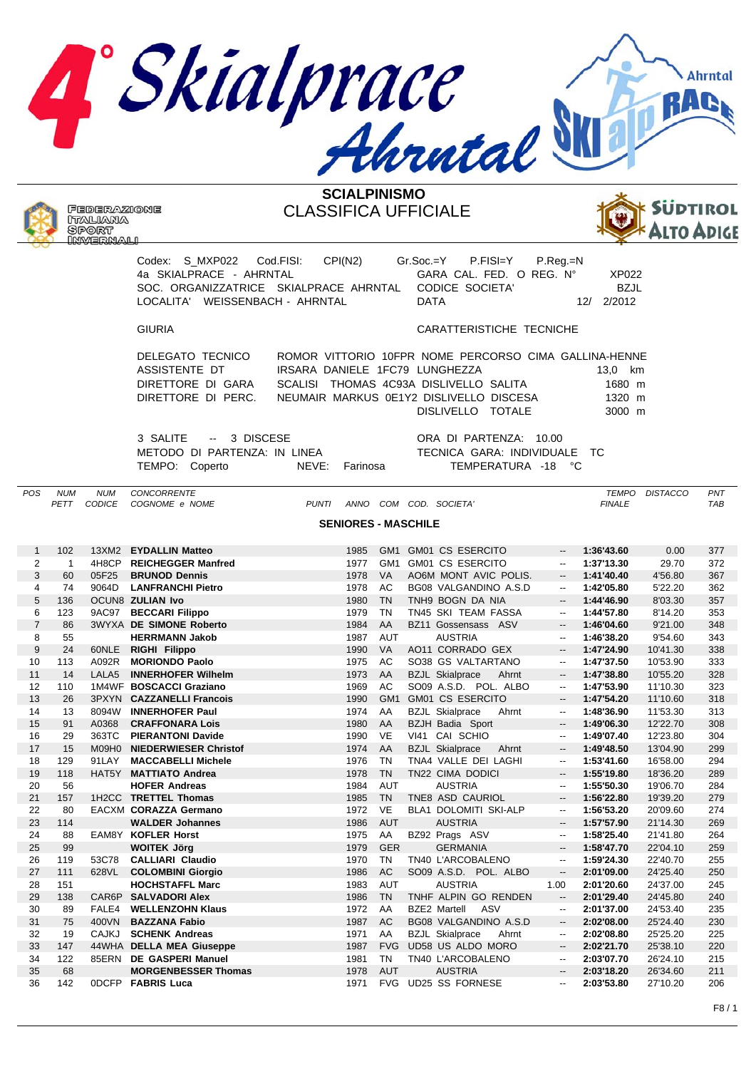# 4° Skialprace Ahrntal

FEDERAZIONE ITALIANA SPORT INVERNALI

## SCIALPINISMO
## CLASSIFICA UFFICIALE

SÜDTIROL ALTO ADIGE

Codex: S_MXP022 Cod.FISI: CPI(N2) Gr.Soc.=Y P.FISI=Y P.Reg.=N
4a SKIALPRACE - AHRNTAL GARA CAL. FED. O REG. N° XP022
SOC. ORGANIZZATRICE SKIALPRACE AHRNTAL CODICE SOCIETA' BZJL
LOCALITA' WEISSENBACH - AHRNTAL DATA 12/ 2/2012

GIURIA CARATTERISTICHE TECNICHE

DELEGATO TECNICO ROMOR VITTORIO 10FPR NOME PERCORSO CIMA GALLINA-HENNE
ASSISTENTE DT IRSARA DANIELE 1FC79 LUNGHEZZA 13,0 km
DIRETTORE DI GARA SCALISI THOMAS 4C93A DISLIVELLO SALITA 1680 m
DIRETTORE DI PERC. NEUMAIR MARKUS 0E1Y2 DISLIVELLO DISCESA 1320 m
DISLIVELLO TOTALE 3000 m

3 SALITE -- 3 DISCESE ORA DI PARTENZA: 10.00
METODO DI PARTENZA: IN LINEA TECNICA GARA: INDIVIDUALE TC
TEMPO: Coperto NEVE: Farinosa TEMPERATURA -18 °C

### SENIORES - MASCHILE

| POS | NUM PETT | NUM CODICE | CONCORRENTE COGNOME e NOME | PUNTI | ANNO | COM | COD. SOCIETA' | | TEMPO FINALE | DISTACCO | PNT TAB |
|---|---|---|---|---|---|---|---|---|---|---|---|
| 1 | 102 | 13XM2 | **EYDALLIN Matteo** | | 1985 | GM1 | GM01 CS ESERCITO | -- | **1:36'43.60** | 0.00 | 377 |
| 2 | 1 | 4H8CP | **REICHEGGER Manfred** | | 1977 | GM1 | GM01 CS ESERCITO | -- | **1:37'13.30** | 29.70 | 372 |
| 3 | 60 | 05F25 | **BRUNOD Dennis** | | 1978 | VA | AO6M MONT AVIC POLIS. | -- | **1:41'40.40** | 4'56.80 | 367 |
| 4 | 74 | 9064D | **LANFRANCHI Pietro** | | 1978 | AC | BG08 VALGANDINO A.S.D | -- | **1:42'05.80** | 5'22.20 | 362 |
| 5 | 136 | OCUN8 | **ZULIAN Ivo** | | 1980 | TN | TNH9 BOGN DA NIA | -- | **1:44'46.90** | 8'03.30 | 357 |
| 6 | 123 | 9AC97 | **BECCARI Filippo** | | 1979 | TN | TN45 SKI TEAM FASSA | -- | **1:44'57.80** | 8'14.20 | 353 |
| 7 | 86 | 3WYXA | **DE SIMONE Roberto** | | 1984 | AA | BZ11 Gossensass ASV | -- | **1:46'04.60** | 9'21.00 | 348 |
| 8 | 55 | | **HERRMANN Jakob** | | 1987 | AUT | AUSTRIA | -- | **1:46'38.20** | 9'54.60 | 343 |
| 9 | 24 | 60NLE | **RIGHI Filippo** | | 1990 | VA | AO11 CORRADO GEX | -- | **1:47'24.90** | 10'41.30 | 338 |
| 10 | 113 | A092R | **MORIONDO Paolo** | | 1975 | AC | SO38 GS VALTARTANO | -- | **1:47'37.50** | 10'53.90 | 333 |
| 11 | 14 | LALA5 | **INNERHOFER Wilhelm** | | 1973 | AA | BZJL Skialprace Ahrnt | -- | **1:47'38.80** | 10'55.20 | 328 |
| 12 | 110 | 1M4WF | **BOSCACCI Graziano** | | 1969 | AC | SO09 A.S.D. POL. ALBO | -- | **1:47'53.90** | 11'10.30 | 323 |
| 13 | 26 | 3PXYN | **CAZZANELLI Francois** | | 1990 | GM1 | GM01 CS ESERCITO | -- | **1:47'54.20** | 11'10.60 | 318 |
| 14 | 13 | 8094W | **INNERHOFER Paul** | | 1974 | AA | BZJL Skialprace Ahrnt | -- | **1:48'36.90** | 11'53.30 | 313 |
| 15 | 91 | A0368 | **CRAFFONARA Lois** | | 1980 | AA | BZJH Badia Sport | -- | **1:49'06.30** | 12'22.70 | 308 |
| 16 | 29 | 363TC | **PIERANTONI Davide** | | 1990 | VE | VI41 CAI SCHIO | -- | **1:49'07.40** | 12'23.80 | 304 |
| 17 | 15 | M09H0 | **NIEDERWIESER Christof** | | 1974 | AA | BZJL Skialprace Ahrnt | -- | **1:49'48.50** | 13'04.90 | 299 |
| 18 | 129 | 91LAY | **MACCABELLI Michele** | | 1976 | TN | TNA4 VALLE DEI LAGHI | -- | **1:53'41.60** | 16'58.00 | 294 |
| 19 | 118 | HAT5Y | **MATTIATO Andrea** | | 1978 | TN | TN22 CIMA DODICI | -- | **1:55'19.80** | 18'36.20 | 289 |
| 20 | 56 | | **HOFER Andreas** | | 1984 | AUT | AUSTRIA | -- | **1:55'50.30** | 19'06.70 | 284 |
| 21 | 157 | 1H2CC | **TRETTEL Thomas** | | 1985 | TN | TNE8 ASD CAURIOL | -- | **1:56'22.80** | 19'39.20 | 279 |
| 22 | 80 | EACXM | **CORAZZA Germano** | | 1972 | VE | BLA1 DOLOMITI SKI-ALP | -- | **1:56'53.20** | 20'09.60 | 274 |
| 23 | 114 | | **WALDER Johannes** | | 1986 | AUT | AUSTRIA | -- | **1:57'57.90** | 21'14.30 | 269 |
| 24 | 88 | EAM8Y | **KOFLER Horst** | | 1975 | AA | BZ92 Prags ASV | -- | **1:58'25.40** | 21'41.80 | 264 |
| 25 | 99 | | **WOITEK Jörg** | | 1979 | GER | GERMANIA | -- | **1:58'47.70** | 22'04.10 | 259 |
| 26 | 119 | 53C78 | **CALLIARI Claudio** | | 1970 | TN | TN40 L'ARCOBALENO | -- | **1:59'24.30** | 22'40.70 | 255 |
| 27 | 111 | 628VL | **COLOMBINI Giorgio** | | 1986 | AC | SO09 A.S.D. POL. ALBO | -- | **2:01'09.00** | 24'25.40 | 250 |
| 28 | 151 | | **HOCHSTAFFL Marc** | | 1983 | AUT | AUSTRIA | 1.00 | **2:01'20.60** | 24'37.00 | 245 |
| 29 | 138 | CAR6P | **SALVADORI Alex** | | 1986 | TN | TNHF ALPIN GO RENDEN | -- | **2:01'29.40** | 24'45.80 | 240 |
| 30 | 89 | FALE4 | **WELLENZOHN Klaus** | | 1972 | AA | BZE2 Martell ASV | -- | **2:01'37.00** | 24'53.40 | 235 |
| 31 | 75 | 400VN | **BAZZANA Fabio** | | 1987 | AC | BG08 VALGANDINO A.S.D | -- | **2:02'08.00** | 25'24.40 | 230 |
| 32 | 19 | CAJKJ | **SCHENK Andreas** | | 1971 | AA | BZJL Skialprace Ahrnt | -- | **2:02'08.80** | 25'25.20 | 225 |
| 33 | 147 | 44WHA | **DELLA MEA Giuseppe** | | 1987 | FVG | UD58 US ALDO MORO | -- | **2:02'21.70** | 25'38.10 | 220 |
| 34 | 122 | 85ERN | **DE GASPERI Manuel** | | 1981 | TN | TN40 L'ARCOBALENO | -- | **2:03'07.70** | 26'24.10 | 215 |
| 35 | 68 | | **MORGENBESSER Thomas** | | 1978 | AUT | AUSTRIA | -- | **2:03'18.20** | 26'34.60 | 211 |
| 36 | 142 | 0DCFP | **FABRIS Luca** | | 1971 | FVG | UD25 SS FORNESE | -- | **2:03'53.80** | 27'10.20 | 206 |

F8 / 1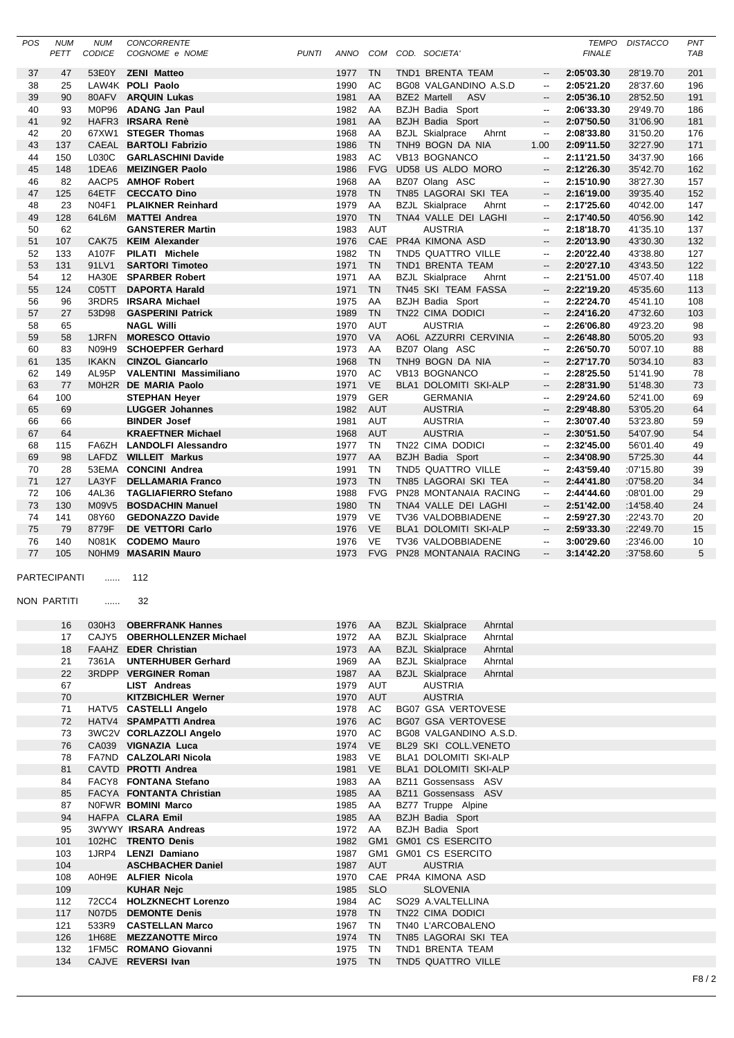| POS | NUM PETT | NUM CODICE | CONCORRENTE COGNOME e NOME | PUNTI | ANNO | COM | COD. SOCIETA' | | TEMPO FINALE | DISTACCO | PNT TAB |
|---|---|---|---|---|---|---|---|---|---|---|---|
| 37 | 47 | 53E0Y | **ZENI Matteo** | | 1977 | TN | TND1 BRENTA TEAM | -- | **2:05'03.30** | 28'19.70 | 201 |
| 38 | 25 | LAW4K | **POLI Paolo** | | 1990 | AC | BG08 VALGANDINO A.S.D | -- | **2:05'21.20** | 28'37.60 | 196 |
| 39 | 90 | 80AFV | **ARQUIN Lukas** | | 1981 | AA | BZE2 Martell ASV | -- | **2:05'36.10** | 28'52.50 | 191 |
| 40 | 93 | M0P96 | **ADANG Jan Paul** | | 1982 | AA | BZJH Badia Sport | -- | **2:06'33.30** | 29'49.70 | 186 |
| 41 | 92 | HAFR3 | **IRSARA Renè** | | 1981 | AA | BZJH Badia Sport | -- | **2:07'50.50** | 31'06.90 | 181 |
| 42 | 20 | 67XW1 | **STEGER Thomas** | | 1968 | AA | BZJL Skialprace Ahrnt | -- | **2:08'33.80** | 31'50.20 | 176 |
| 43 | 137 | CAEAL | **BARTOLI Fabrizio** | | 1986 | TN | TNH9 BOGN DA NIA | 1.00 | **2:09'11.50** | 32'27.90 | 171 |
| 44 | 150 | L030C | **GARLASCHINI Davide** | | 1983 | AC | VB13 BOGNANCO | -- | **2:11'21.50** | 34'37.90 | 166 |
| 45 | 148 | 1DEA6 | **MEIZINGER Paolo** | | 1986 | FVG | UD58 US ALDO MORO | -- | **2:12'26.30** | 35'42.70 | 162 |
| 46 | 82 | AACP5 | **AMHOF Robert** | | 1968 | AA | BZ07 Olang ASC | -- | **2:15'10.90** | 38'27.30 | 157 |
| 47 | 125 | 64ETF | **CECCATO Dino** | | 1978 | TN | TN85 LAGORAI SKI TEA | -- | **2:16'19.00** | 39'35.40 | 152 |
| 48 | 23 | N04F1 | **PLAIKNER Reinhard** | | 1979 | AA | BZJL Skialprace Ahrnt | -- | **2:17'25.60** | 40'42.00 | 147 |
| 49 | 128 | 64L6M | **MATTEI Andrea** | | 1970 | TN | TNA4 VALLE DEI LAGHI | -- | **2:17'40.50** | 40'56.90 | 142 |
| 50 | 62 | | **GANSTERER Martin** | | 1983 | AUT | AUSTRIA | -- | **2:18'18.70** | 41'35.10 | 137 |
| 51 | 107 | CAK75 | **KEIM Alexander** | | 1976 | CAE | PR4A KIMONA ASD | -- | **2:20'13.90** | 43'30.30 | 132 |
| 52 | 133 | A107F | **PILATI Michele** | | 1982 | TN | TND5 QUATTRO VILLE | -- | **2:20'22.40** | 43'38.80 | 127 |
| 53 | 131 | 91LV1 | **SARTORI Timoteo** | | 1971 | TN | TND1 BRENTA TEAM | -- | **2:20'27.10** | 43'43.50 | 122 |
| 54 | 12 | HA30E | **SPARBER Robert** | | 1971 | AA | BZJL Skialprace Ahrnt | -- | **2:21'51.00** | 45'07.40 | 118 |
| 55 | 124 | C05TT | **DAPORTA Harald** | | 1971 | TN | TN45 SKI TEAM FASSA | -- | **2:22'19.20** | 45'35.60 | 113 |
| 56 | 96 | 3RDR5 | **IRSARA Michael** | | 1975 | AA | BZJH Badia Sport | -- | **2:22'24.70** | 45'41.10 | 108 |
| 57 | 27 | 53D98 | **GASPERINI Patrick** | | 1989 | TN | TN22 CIMA DODICI | -- | **2:24'16.20** | 47'32.60 | 103 |
| 58 | 65 | | **NAGL Willi** | | 1970 | AUT | AUSTRIA | -- | **2:26'06.80** | 49'23.20 | 98 |
| 59 | 58 | 1JRFN | **MORESCO Ottavio** | | 1970 | VA | AO6L AZZURRI CERVINIA | -- | **2:26'48.80** | 50'05.20 | 93 |
| 60 | 83 | N09H9 | **SCHOEPFER Gerhard** | | 1973 | AA | BZ07 Olang ASC | -- | **2:26'50.70** | 50'07.10 | 88 |
| 61 | 135 | IKAKN | **CINZOL Giancarlo** | | 1968 | TN | TNH9 BOGN DA NIA | -- | **2:27'17.70** | 50'34.10 | 83 |
| 62 | 149 | AL95P | **VALENTINI Massimiliano** | | 1970 | AC | VB13 BOGNANCO | -- | **2:28'25.50** | 51'41.90 | 78 |
| 63 | 77 | M0H2R | **DE MARIA Paolo** | | 1971 | VE | BLA1 DOLOMITI SKI-ALP | -- | **2:28'31.90** | 51'48.30 | 73 |
| 64 | 100 | | **STEPHAN Heyer** | | 1979 | GER | GERMANIA | -- | **2:29'24.60** | 52'41.00 | 69 |
| 65 | 69 | | **LUGGER Johannes** | | 1982 | AUT | AUSTRIA | -- | **2:29'48.80** | 53'05.20 | 64 |
| 66 | 66 | | **BINDER Josef** | | 1981 | AUT | AUSTRIA | -- | **2:30'07.40** | 53'23.80 | 59 |
| 67 | 64 | | **KRAEFTNER Michael** | | 1968 | AUT | AUSTRIA | -- | **2:30'51.50** | 54'07.90 | 54 |
| 68 | 115 | FA6ZH | **LANDOLFI Alessandro** | | 1977 | TN | TN22 CIMA DODICI | -- | **2:32'45.00** | 56'01.40 | 49 |
| 69 | 98 | LAFDZ | **WILLEIT Markus** | | 1977 | AA | BZJH Badia Sport | -- | **2:34'08.90** | 57'25.30 | 44 |
| 70 | 28 | 53EMA | **CONCINI Andrea** | | 1991 | TN | TND5 QUATTRO VILLE | -- | **2:43'59.40** | :07'15.80 | 39 |
| 71 | 127 | LA3YF | **DELLAMARIA Franco** | | 1973 | TN | TN85 LAGORAI SKI TEA | -- | **2:44'41.80** | :07'58.20 | 34 |
| 72 | 106 | 4AL36 | **TAGLIAFIERRO Stefano** | | 1988 | FVG | PN28 MONTANAIA RACING | -- | **2:44'44.60** | :08'01.00 | 29 |
| 73 | 130 | M09V5 | **BOSDACHIN Manuel** | | 1980 | TN | TNA4 VALLE DEI LAGHI | -- | **2:51'42.00** | :14'58.40 | 24 |
| 74 | 141 | 08Y60 | **GEDONAZZO Davide** | | 1979 | VE | TV36 VALDOBBIADENE | -- | **2:59'27.30** | :22'43.70 | 20 |
| 75 | 79 | 8779F | **DE VETTORI Carlo** | | 1976 | VE | BLA1 DOLOMITI SKI-ALP | -- | **2:59'33.30** | :22'49.70 | 15 |
| 76 | 140 | N081K | **CODEMO Mauro** | | 1976 | VE | TV36 VALDOBBIADENE | -- | **3:00'29.60** | :23'46.00 | 10 |
| 77 | 105 | N0HM9 | **MASARIN Mauro** | | 1973 | FVG | PN28 MONTANAIA RACING | -- | **3:14'42.20** | :37'58.60 | 5 |

PARTECIPANTI ...... 112

NON PARTITI ...... 32

| NUM PETT | NUM CODICE | COGNOME e NOME | ANNO | COM | COD. SOCIETA' |
|---|---|---|---|---|---|
| 16 | 030H3 | **OBERFRANK Hannes** | 1976 | AA | BZJL Skialprace Ahrntal |
| 17 | CAJY5 | **OBERHOLLENZER Michael** | 1972 | AA | BZJL Skialprace Ahrntal |
| 18 | FAAHZ | **EDER Christian** | 1973 | AA | BZJL Skialprace Ahrntal |
| 21 | 7361A | **UNTERHUBER Gerhard** | 1969 | AA | BZJL Skialprace Ahrntal |
| 22 | 3RDPP | **VERGINER Roman** | 1987 | AA | BZJL Skialprace Ahrntal |
| 67 | | **LIST Andreas** | 1979 | AUT | AUSTRIA |
| 70 | | **KITZBICHLER Werner** | 1970 | AUT | AUSTRIA |
| 71 | HATV5 | **CASTELLI Angelo** | 1978 | AC | BG07 GSA VERTOVESE |
| 72 | HATV4 | **SPAMPATTI Andrea** | 1976 | AC | BG07 GSA VERTOVESE |
| 73 | 3WC2V | **CORLAZZOLI Angelo** | 1970 | AC | BG08 VALGANDINO A.S.D. |
| 76 | CA039 | **VIGNAZIA Luca** | 1974 | VE | BL29 SKI COLL.VENETO |
| 78 | FA7ND | **CALZOLARI Nicola** | 1983 | VE | BLA1 DOLOMITI SKI-ALP |
| 81 | CAVTD | **PROTTI Andrea** | 1981 | VE | BLA1 DOLOMITI SKI-ALP |
| 84 | FACY8 | **FONTANA Stefano** | 1983 | AA | BZ11 Gossensass ASV |
| 85 | FACYA | **FONTANTA Christian** | 1985 | AA | BZ11 Gossensass ASV |
| 87 | N0FWR | **BOMINI Marco** | 1985 | AA | BZ77 Truppe Alpine |
| 94 | HAFPA | **CLARA Emil** | 1985 | AA | BZJH Badia Sport |
| 95 | 3WYWY | **IRSARA Andreas** | 1972 | AA | BZJH Badia Sport |
| 101 | 102HC | **TRENTO Denis** | 1982 | GM1 | GM01 CS ESERCITO |
| 103 | 1JRP4 | **LENZI Damiano** | 1987 | GM1 | GM01 CS ESERCITO |
| 104 | | **ASCHBACHER Daniel** | 1987 | AUT | AUSTRIA |
| 108 | A0H9E | **ALFIER Nicola** | 1970 | CAE | PR4A KIMONA ASD |
| 109 | | **KUHAR Nejc** | 1985 | SLO | SLOVENIA |
| 112 | 72CC4 | **HOLZKNECHT Lorenzo** | 1984 | AC | SO29 A.VALTELLINA |
| 117 | N07D5 | **DEMONTE Denis** | 1978 | TN | TN22 CIMA DODICI |
| 121 | 533R9 | **CASTELLAN Marco** | 1967 | TN | TN40 L'ARCOBALENO |
| 126 | 1H68E | **MEZZANOTTE Mirco** | 1974 | TN | TN85 LAGORAI SKI TEA |
| 132 | 1FM5C | **ROMANO Giovanni** | 1975 | TN | TND1 BRENTA TEAM |
| 134 | CAJVE | **REVERSI Ivan** | 1975 | TN | TND5 QUATTRO VILLE |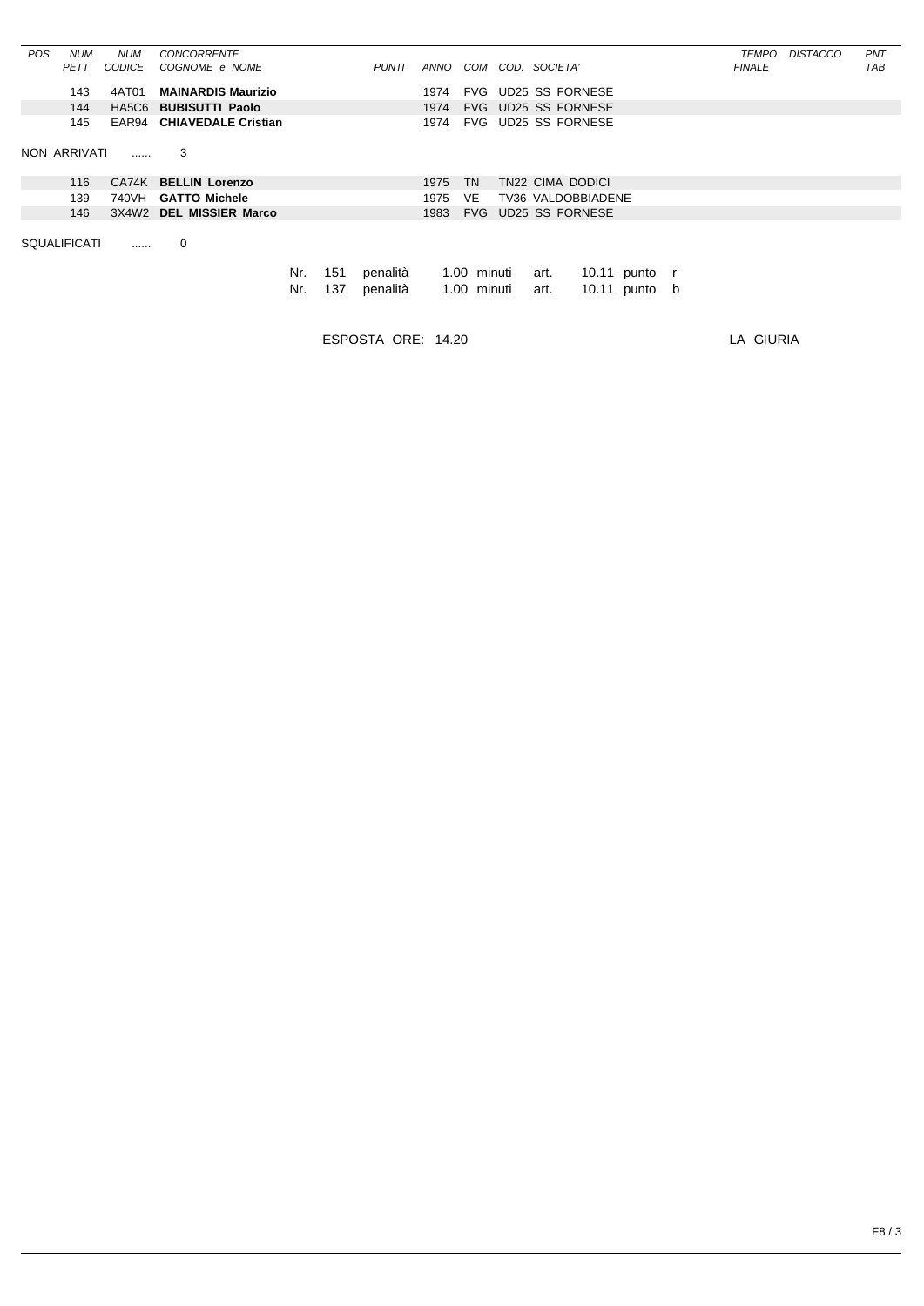| POS | NUM PETT | NUM CODICE | CONCORRENTE COGNOME e NOME | PUNTI | ANNO | COM | COD. SOCIETA' | TEMPO FINALE | DISTACCO | PNT TAB |
|---|---|---|---|---|---|---|---|---|---|---|
| | 143 | 4AT01 | **MAINARDIS Maurizio** | | 1974 | FVG | UD25 SS FORNESE | | | |
| | 144 | HA5C6 | **BUBISUTTI Paolo** | | 1974 | FVG | UD25 SS FORNESE | | | |
| | 145 | EAR94 | **CHIAVEDALE Cristian** | | 1974 | FVG | UD25 SS FORNESE | | | |

NON ARRIVATI ...... 3

| | | | | | | | |
|---|---|---|---|---|---|---|---|
| 116 | CA74K | **BELLIN Lorenzo** | | 1975 | TN | TN22 CIMA DODICI | |
| 139 | 740VH | **GATTO Michele** | | 1975 | VE | TV36 VALDOBBIADENE | |
| 146 | 3X4W2 | **DEL MISSIER Marco** | | 1983 | FVG | UD25 SS FORNESE | |

SQUALIFICATI ...... 0

Nr. 151 penalità 1.00 minuti art. 10.11 punto r
Nr. 137 penalità 1.00 minuti art. 10.11 punto b

ESPOSTA ORE: 14.20

LA GIURIA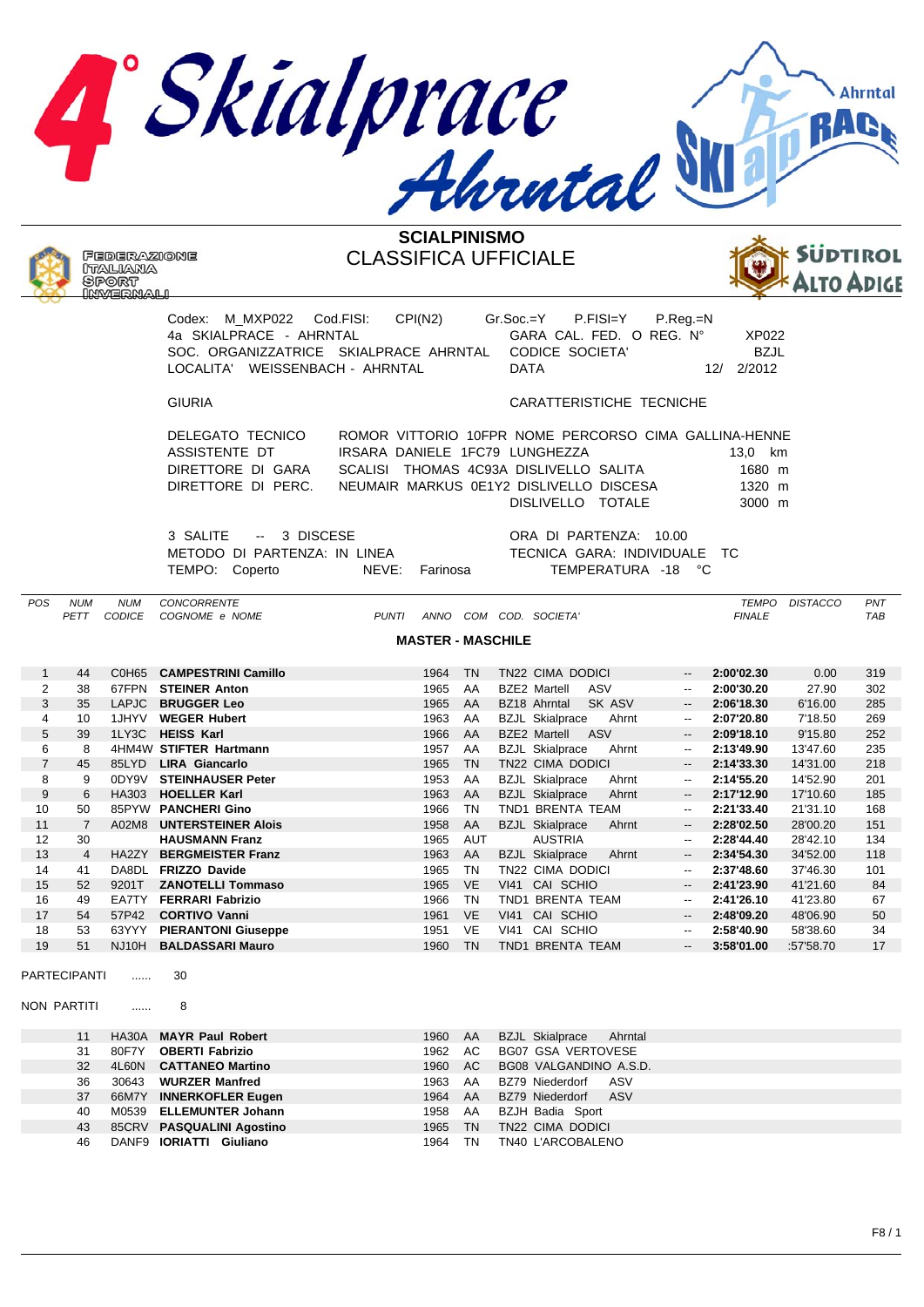# 4° Skialprace Ahrntal

FEDERAZIONE ITALIANA SPORT INVERNALI

## SCIALPINISMO
## CLASSIFICA UFFICIALE

SÜDTIROL ALTO ADIGE

Codex: M_MXP022 Cod.FISI: CPI(N2) Gr.Soc.=Y P.FISI=Y P.Reg.=N
4a SKIALPRACE - AHRNTAL GARA CAL. FED. O REG. N° XP022
SOC. ORGANIZZATRICE SKIALPRACE AHRNTAL CODICE SOCIETA' BZJL
LOCALITA' WEISSENBACH - AHRNTAL DATA 12/ 2/2012

GIURIA CARATTERISTICHE TECNICHE

DELEGATO TECNICO ROMOR VITTORIO 10FPR NOME PERCORSO CIMA GALLINA-HENNE
ASSISTENTE DT IRSARA DANIELE 1FC79 LUNGHEZZA 13,0 km
DIRETTORE DI GARA SCALISI THOMAS 4C93A DISLIVELLO SALITA 1680 m
DIRETTORE DI PERC. NEUMAIR MARKUS 0E1Y2 DISLIVELLO DISCESA 1320 m
DISLIVELLO TOTALE 3000 m

3 SALITE -- 3 DISCESE ORA DI PARTENZA: 10.00
METODO DI PARTENZA: IN LINEA TECNICA GARA: INDIVIDUALE TC
TEMPO: Coperto NEVE: Farinosa TEMPERATURA -18 °C

### MASTER - MASCHILE

| POS | NUM PETT | NUM CODICE | CONCORRENTE COGNOME e NOME | PUNTI | ANNO | COM | COD. SOCIETA' | | TEMPO FINALE | DISTACCO | PNT TAB |
|---|---|---|---|---|---|---|---|---|---|---|---|
| 1 | 44 | C0H65 | **CAMPESTRINI Camillo** | | 1964 | TN | TN22 CIMA DODICI | -- | **2:00'02.30** | 0.00 | 319 |
| 2 | 38 | 67FPN | **STEINER Anton** | | 1965 | AA | BZE2 Martell ASV | -- | **2:00'30.20** | 27.90 | 302 |
| 3 | 35 | LAPJC | **BRUGGER Leo** | | 1965 | AA | BZ18 Ahrntal SK ASV | -- | **2:06'18.30** | 6'16.00 | 285 |
| 4 | 10 | 1JHYV | **WEGER Hubert** | | 1963 | AA | BZJL Skialprace Ahrnt | -- | **2:07'20.80** | 7'18.50 | 269 |
| 5 | 39 | 1LY3C | **HEISS Karl** | | 1966 | AA | BZE2 Martell ASV | -- | **2:09'18.10** | 9'15.80 | 252 |
| 6 | 8 | 4HM4W | **STIFTER Hartmann** | | 1957 | AA | BZJL Skialprace Ahrnt | -- | **2:13'49.90** | 13'47.60 | 235 |
| 7 | 45 | 85LYD | **LIRA Giancarlo** | | 1965 | TN | TN22 CIMA DODICI | -- | **2:14'33.30** | 14'31.00 | 218 |
| 8 | 9 | 0DY9V | **STEINHAUSER Peter** | | 1953 | AA | BZJL Skialprace Ahrnt | -- | **2:14'55.20** | 14'52.90 | 201 |
| 9 | 6 | HA303 | **HOELLER Karl** | | 1963 | AA | BZJL Skialprace Ahrnt | -- | **2:17'12.90** | 17'10.60 | 185 |
| 10 | 50 | 85PYW | **PANCHERI Gino** | | 1966 | TN | TND1 BRENTA TEAM | -- | **2:21'33.40** | 21'31.10 | 168 |
| 11 | 7 | A02M8 | **UNTERSTEINER Alois** | | 1958 | AA | BZJL Skialprace Ahrnt | -- | **2:28'02.50** | 28'00.20 | 151 |
| 12 | 30 | | **HAUSMANN Franz** | | 1965 | AUT | AUSTRIA | -- | **2:28'44.40** | 28'42.10 | 134 |
| 13 | 4 | HA2ZY | **BERGMEISTER Franz** | | 1963 | AA | BZJL Skialprace Ahrnt | -- | **2:34'54.30** | 34'52.00 | 118 |
| 14 | 41 | DA8DL | **FRIZZO Davide** | | 1965 | TN | TN22 CIMA DODICI | -- | **2:37'48.60** | 37'46.30 | 101 |
| 15 | 52 | 9201T | **ZANOTELLI Tommaso** | | 1965 | VE | VI41 CAI SCHIO | -- | **2:41'23.90** | 41'21.60 | 84 |
| 16 | 49 | EA7TY | **FERRARI Fabrizio** | | 1966 | TN | TND1 BRENTA TEAM | -- | **2:41'26.10** | 41'23.80 | 67 |
| 17 | 54 | 57P42 | **CORTIVO Vanni** | | 1961 | VE | VI41 CAI SCHIO | -- | **2:48'09.20** | 48'06.90 | 50 |
| 18 | 53 | 63YYY | **PIERANTONI Giuseppe** | | 1951 | VE | VI41 CAI SCHIO | -- | **2:58'40.90** | 58'38.60 | 34 |
| 19 | 51 | NJ10H | **BALDASSARI Mauro** | | 1960 | TN | TND1 BRENTA TEAM | -- | **3:58'01.00** | :57'58.70 | 17 |

PARTECIPANTI ...... 30

NON PARTITI ...... 8

| | | | | | |
|---|---|---|---|---|---|
| 11 | HA30A | **MAYR Paul Robert** | 1960 | AA | BZJL Skialprace Ahrntal |
| 31 | 80F7Y | **OBERTI Fabrizio** | 1962 | AC | BG07 GSA VERTOVESE |
| 32 | 4L60N | **CATTANEO Martino** | 1960 | AC | BG08 VALGANDINO A.S.D. |
| 36 | 30643 | **WURZER Manfred** | 1963 | AA | BZ79 Niederdorf ASV |
| 37 | 66M7Y | **INNERKOFLER Eugen** | 1964 | AA | BZ79 Niederdorf ASV |
| 40 | M0539 | **ELLEMUNTER Johann** | 1958 | AA | BZJH Badia Sport |
| 43 | 85CRV | **PASQUALINI Agostino** | 1965 | TN | TN22 CIMA DODICI |
| 46 | DANF9 | **IORIATTI Giuliano** | 1964 | TN | TN40 L'ARCOBALENO |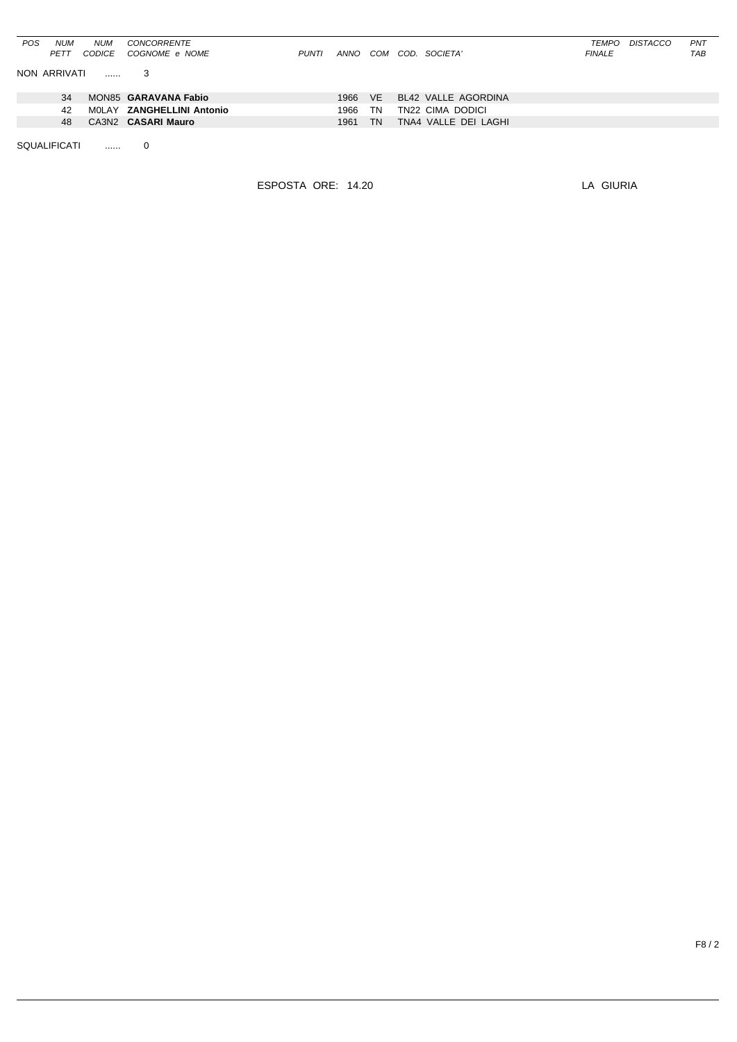| POS | NUM PETT | NUM CODICE | CONCORRENTE COGNOME e NOME | PUNTI | ANNO | COM | COD. SOCIETA' | TEMPO FINALE | DISTACCO | PNT TAB |
|---|---|---|---|---|---|---|---|---|---|---|
| NON ARRIVATI | | ...... | 3 | | | | | | | |
| | 34 | MON85 | **GARAVANA Fabio** | | 1966 | VE | BL42 VALLE AGORDINA | | | |
| | 42 | M0LAY | **ZANGHELLINI Antonio** | | 1966 | TN | TN22 CIMA DODICI | | | |
| | 48 | CA3N2 | **CASARI Mauro** | | 1961 | TN | TNA4 VALLE DEI LAGHI | | | |
| SQUALIFICATI | | ...... | 0 | | | | | | | |

ESPOSTA ORE: 14.20

LA GIURIA

F8 / 2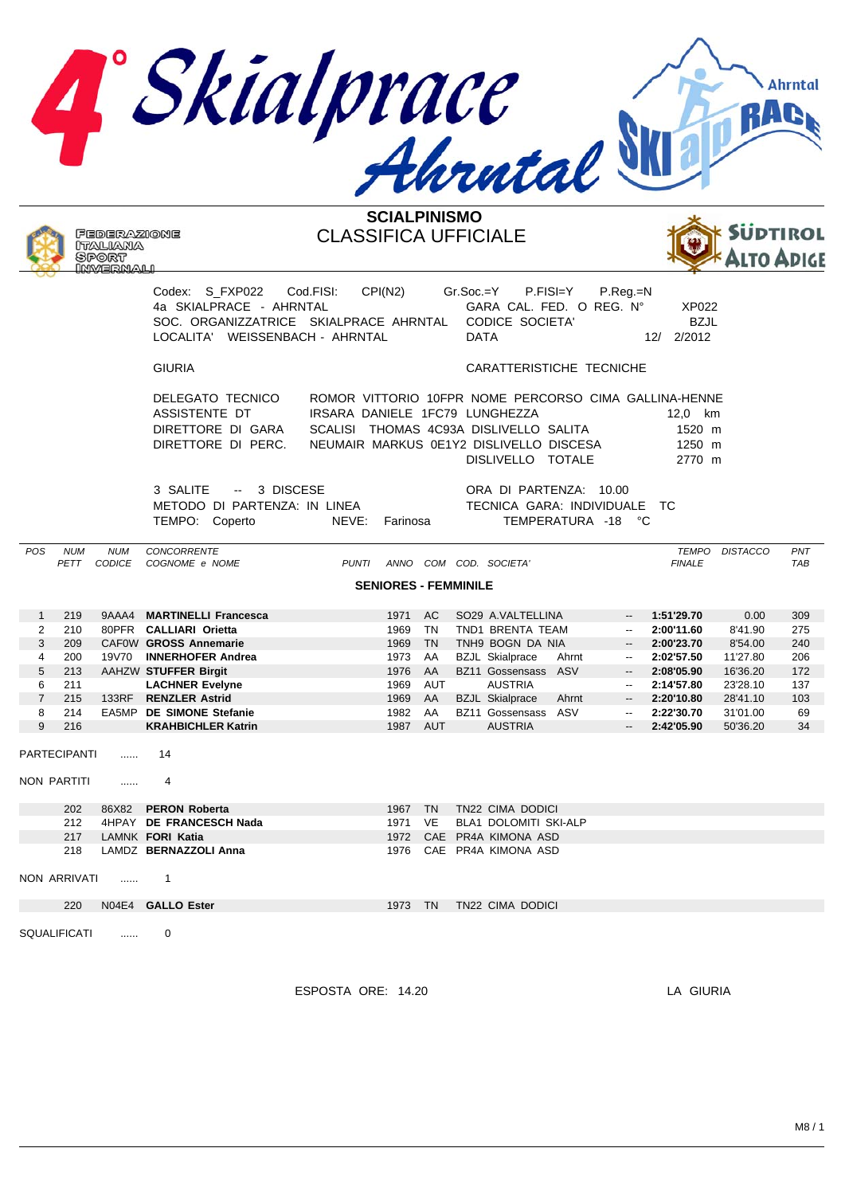# 4° Skialprace Ahrntal

Ahrntal SKI alp RACE

FEDERAZIONE ITALIANA SPORT INVERNALI

## SCIALPINISMO
## CLASSIFICA UFFICIALE

SÜDTIROL ALTO ADIGE

Codex: S_FXP022 Cod.FISI: CPI(N2) Gr.Soc.=Y P.FISI=Y P.Reg.=N
4a SKIALPRACE - AHRNTAL GARA CAL. FED. O REG. N° XP022
SOC. ORGANIZZATRICE SKIALPRACE AHRNTAL CODICE SOCIETA' BZJL
LOCALITA' WEISSENBACH - AHRNTAL DATA 12/ 2/2012

GIURIA CARATTERISTICHE TECNICHE

DELEGATO TECNICO ROMOR VITTORIO 10FPR NOME PERCORSO CIMA GALLINA-HENNE
ASSISTENTE DT IRSARA DANIELE 1FC79 LUNGHEZZA 12,0 km
DIRETTORE DI GARA SCALISI THOMAS 4C93A DISLIVELLO SALITA 1520 m
DIRETTORE DI PERC. NEUMAIR MARKUS 0E1Y2 DISLIVELLO DISCESA 1250 m
DISLIVELLO TOTALE 2770 m

3 SALITE -- 3 DISCESE ORA DI PARTENZA: 10.00
METODO DI PARTENZA: IN LINEA TECNICA GARA: INDIVIDUALE TC
TEMPO: Coperto NEVE: Farinosa TEMPERATURA -18 °C

### SENIORES - FEMMINILE

| POS | NUM PETT | NUM CODICE | CONCORRENTE COGNOME e NOME | PUNTI | ANNO | COM | COD. SOCIETA' | | TEMPO FINALE | DISTACCO | PNT TAB |
|---|---|---|---|---|---|---|---|---|---|---|---|
| 1 | 219 | 9AAA4 | **MARTINELLI Francesca** | | 1971 | AC | SO29 A.VALTELLINA | -- | **1:51'29.70** | 0.00 | 309 |
| 2 | 210 | 80PFR | **CALLIARI Orietta** | | 1969 | TN | TND1 BRENTA TEAM | -- | **2:00'11.60** | 8'41.90 | 275 |
| 3 | 209 | CAF0W | **GROSS Annemarie** | | 1969 | TN | TNH9 BOGN DA NIA | -- | **2:00'23.70** | 8'54.00 | 240 |
| 4 | 200 | 19V70 | **INNERHOFER Andrea** | | 1973 | AA | BZJL Skialprace Ahrnt | -- | **2:02'57.50** | 11'27.80 | 206 |
| 5 | 213 | AAHZW | **STUFFER Birgit** | | 1976 | AA | BZ11 Gossensass ASV | -- | **2:08'05.90** | 16'36.20 | 172 |
| 6 | 211 | | **LACHNER Evelyne** | | 1969 | AUT | AUSTRIA | -- | **2:14'57.80** | 23'28.10 | 137 |
| 7 | 215 | 133RF | **RENZLER Astrid** | | 1969 | AA | BZJL Skialprace Ahrnt | -- | **2:20'10.80** | 28'41.10 | 103 |
| 8 | 214 | EA5MP | **DE SIMONE Stefanie** | | 1982 | AA | BZ11 Gossensass ASV | -- | **2:22'30.70** | 31'01.00 | 69 |
| 9 | 216 | | **KRAHBICHLER Katrin** | | 1987 | AUT | AUSTRIA | -- | **2:42'05.90** | 50'36.20 | 34 |

PARTECIPANTI ...... 14

NON PARTITI ...... 4

| | | | | | |
|---|---|---|---|---|---|
| 202 | 86X82 | **PERON Roberta** | 1967 | TN | TN22 CIMA DODICI |
| 212 | 4HPAY | **DE FRANCESCH Nada** | 1971 | VE | BLA1 DOLOMITI SKI-ALP |
| 217 | LAMNK | **FORI Katia** | 1972 | CAE | PR4A KIMONA ASD |
| 218 | LAMDZ | **BERNAZZOLI Anna** | 1976 | CAE | PR4A KIMONA ASD |

NON ARRIVATI ...... 1

| | | | | | |
|---|---|---|---|---|---|
| 220 | N04E4 | **GALLO Ester** | 1973 | TN | TN22 CIMA DODICI |

SQUALIFICATI ...... 0

ESPOSTA ORE: 14.20 LA GIURIA

M8 / 1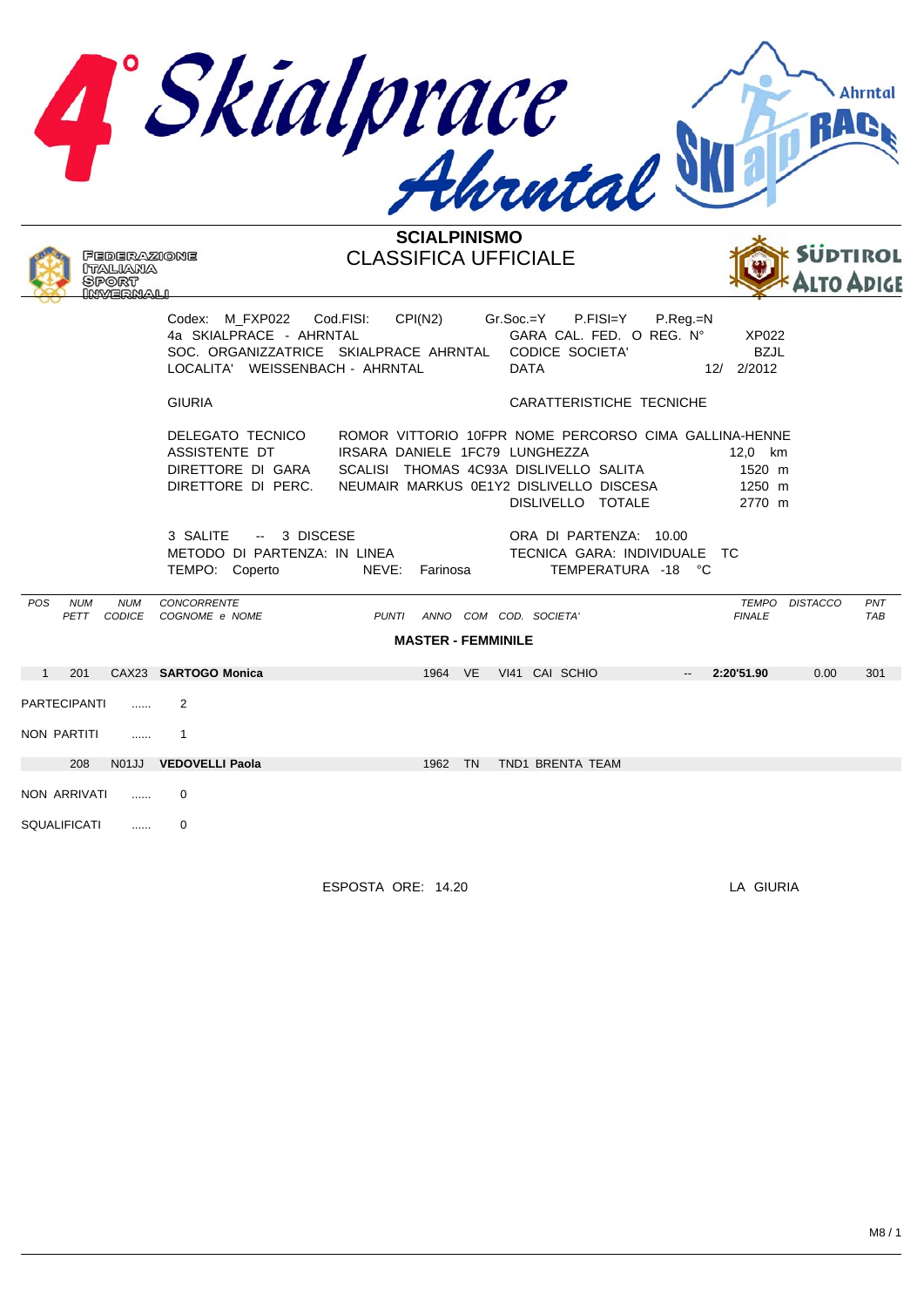# 4° Skialprace Ahrntal

**SCIALPINISMO**
CLASSIFICA UFFICIALE

FEDERAZIONE ITALIANA SPORT INVERNALI

SÜDTIROL ALTO ADIGE

Codex: M_FXP022 Cod.FISI: CPI(N2) Gr.Soc.=Y P.FISI=Y P.Reg.=N
4a SKIALPRACE - AHRNTAL — GARA CAL. FED. O REG. N° XP022
SOC. ORGANIZZATRICE SKIALPRACE AHRNTAL — CODICE SOCIETA' BZJL
LOCALITA' WEISSENBACH - AHRNTAL — DATA 12/ 2/2012

| GIURIA | | CARATTERISTICHE TECNICHE | |
|---|---|---|---|
| DELEGATO TECNICO | ROMOR VITTORIO 10FPR | NOME PERCORSO | CIMA GALLINA-HENNE |
| ASSISTENTE DT | IRSARA DANIELE 1FC79 | LUNGHEZZA | 12,0 km |
| DIRETTORE DI GARA | SCALISI THOMAS 4C93A | DISLIVELLO SALITA | 1520 m |
| DIRETTORE DI PERC. | NEUMAIR MARKUS 0E1Y2 | DISLIVELLO DISCESA | 1250 m |
| | | DISLIVELLO TOTALE | 2770 m |

3 SALITE -- 3 DISCESE — ORA DI PARTENZA: 10.00
METODO DI PARTENZA: IN LINEA — TECNICA GARA: INDIVIDUALE TC
TEMPO: Coperto NEVE: Farinosa — TEMPERATURA -18 °C

**MASTER - FEMMINILE**

| POS | NUM PETT | NUM CODICE | CONCORRENTE COGNOME e NOME | PUNTI | ANNO | COM | COD. SOCIETA' | | TEMPO FINALE | DISTACCO | PNT TAB |
|---|---|---|---|---|---|---|---|---|---|---|---|
| 1 | 201 | CAX23 | **SARTOGO Monica** | | 1964 | VE | VI41 CAI SCHIO | -- | **2:20'51.90** | 0.00 | 301 |

PARTECIPANTI ...... 2

NON PARTITI ...... 1

| NUM PETT | NUM CODICE | CONCORRENTE | ANNO | COM | COD. SOCIETA' |
|---|---|---|---|---|---|
| 208 | N01JJ | **VEDOVELLI Paola** | 1962 | TN | TND1 BRENTA TEAM |

NON ARRIVATI ...... 0

SQUALIFICATI ...... 0

ESPOSTA ORE: 14.20 — LA GIURIA